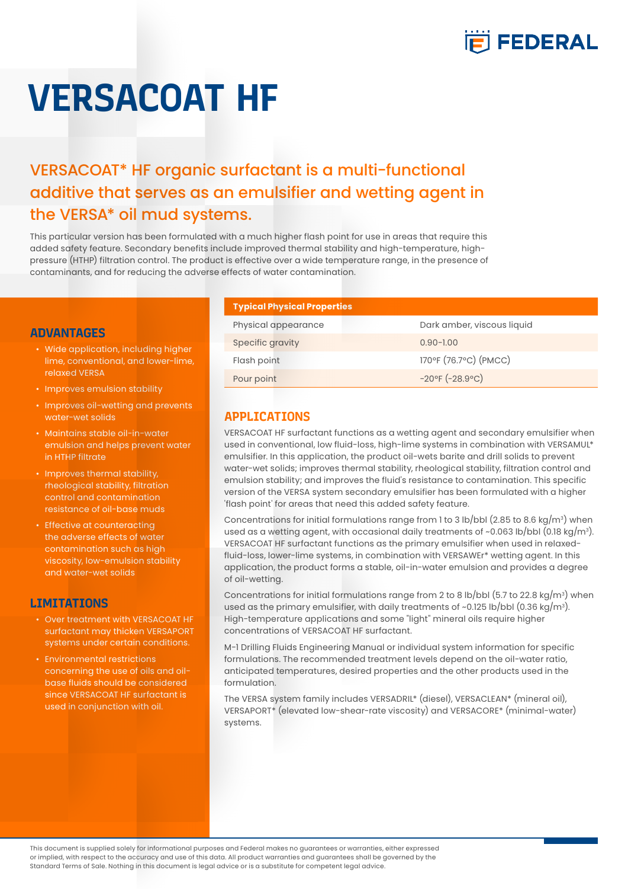# VERSACOAT HF

## VERSACOAT* HF organic surfactant is a multi-functional additive that serves as an emulsifier and wetting agent in the VERSA* oil mud systems.

This particular version has been formulated with a much higher flash point for use in areas that require this added safety feature. Secondary benefits include improved thermal stability and high-temperature, high-pressure (HTHP) filtration control. The product is effective over a wide temperature range, in the presence of contaminants, and for reducing the adverse effects of water contamination.

## ADVANTAGES

- Wide application, including higher lime, conventional, and lower-lime, relaxed VERSA
- Improves emulsion stability
- Improves oil-wetting and prevents water-wet solids
- Maintains stable oil-in-water emulsion and helps prevent water in HTHP filtrate
- Improves thermal stability, rheological stability, filtration control and contamination resistance of oil-base muds
- Effective at counteracting the adverse effects of water contamination such as high viscosity, low-emulsion stability and water-wet solids

## LIMITATIONS

- Over treatment with VERSACOAT HF surfactant may thicken VERSAPORT systems under certain conditions.
- Environmental restrictions concerning the use of oils and oil-base fluids should be considered since VERSACOAT HF surfactant is used in conjunction with oil.

| Typical Physical Properties | |
|---|---|
| Physical appearance | Dark amber, viscous liquid |
| Specific gravity | 0.90-1.00 |
| Flash point | 170°F (76.7°C) (PMCC) |
| Pour point | -20°F (-28.9°C) |

## APPLICATIONS

VERSACOAT HF surfactant functions as a wetting agent and secondary emulsifier when used in conventional, low fluid-loss, high-lime systems in combination with VERSAMUL* emulsifier. In this application, the product oil-wets barite and drill solids to prevent water-wet solids; improves thermal stability, rheological stability, filtration control and emulsion stability; and improves the fluid's resistance to contamination. This specific version of the VERSA system secondary emulsifier has been formulated with a higher 'flash point' for areas that need this added safety feature.

Concentrations for initial formulations range from 1 to 3 lb/bbl (2.85 to 8.6 kg/m$^3$) when used as a wetting agent, with occasional daily treatments of ~0.063 lb/bbl (0.18 kg/m$^3$). VERSACOAT HF surfactant functions as the primary emulsifier when used in relaxed-fluid-loss, lower-lime systems, in combination with VERSAWEr* wetting agent. In this application, the product forms a stable, oil-in-water emulsion and provides a degree of oil-wetting.

Concentrations for initial formulations range from 2 to 8 lb/bbl (5.7 to 22.8 kg/m$^3$) when used as the primary emulsifier, with daily treatments of ~0.125 lb/bbl (0.36 kg/m$^3$). High-temperature applications and some "light" mineral oils require higher concentrations of VERSACOAT HF surfactant.

M-1 Drilling Fluids Engineering Manual or individual system information for specific formulations. The recommended treatment levels depend on the oil-water ratio, anticipated temperatures, desired properties and the other products used in the formulation.

The VERSA system family includes VERSADRIL* (diesel), VERSACLEAN* (mineral oil), VERSAPORT* (elevated low-shear-rate viscosity) and VERSACORE* (minimal-water) systems.

This document is supplied solely for informational purposes and Federal makes no guarantees or warranties, either expressed or implied, with respect to the accuracy and use of this data. All product warranties and guarantees shall be governed by the Standard Terms of Sale. Nothing in this document is legal advice or is a substitute for competent legal advice.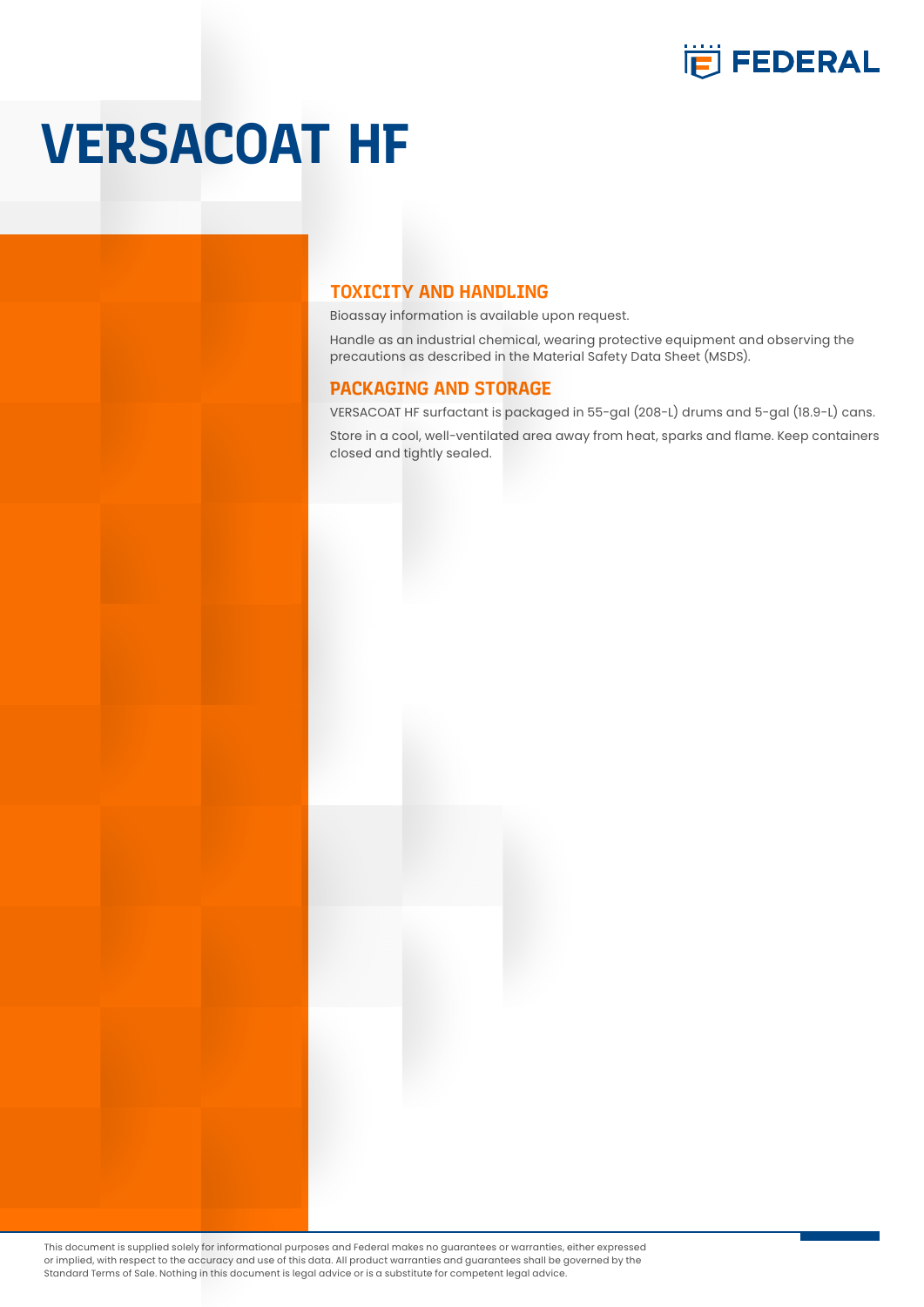# VERSACOAT HF

## TOXICITY AND HANDLING

Bioassay information is available upon request.

Handle as an industrial chemical, wearing protective equipment and observing the precautions as described in the Material Safety Data Sheet (MSDS).

## PACKAGING AND STORAGE

VERSACOAT HF surfactant is packaged in 55-gal (208-L) drums and 5-gal (18.9-L) cans.

Store in a cool, well-ventilated area away from heat, sparks and flame. Keep containers closed and tightly sealed.

This document is supplied solely for informational purposes and Federal makes no guarantees or warranties, either expressed or implied, with respect to the accuracy and use of this data. All product warranties and guarantees shall be governed by the Standard Terms of Sale. Nothing in this document is legal advice or is a substitute for competent legal advice.